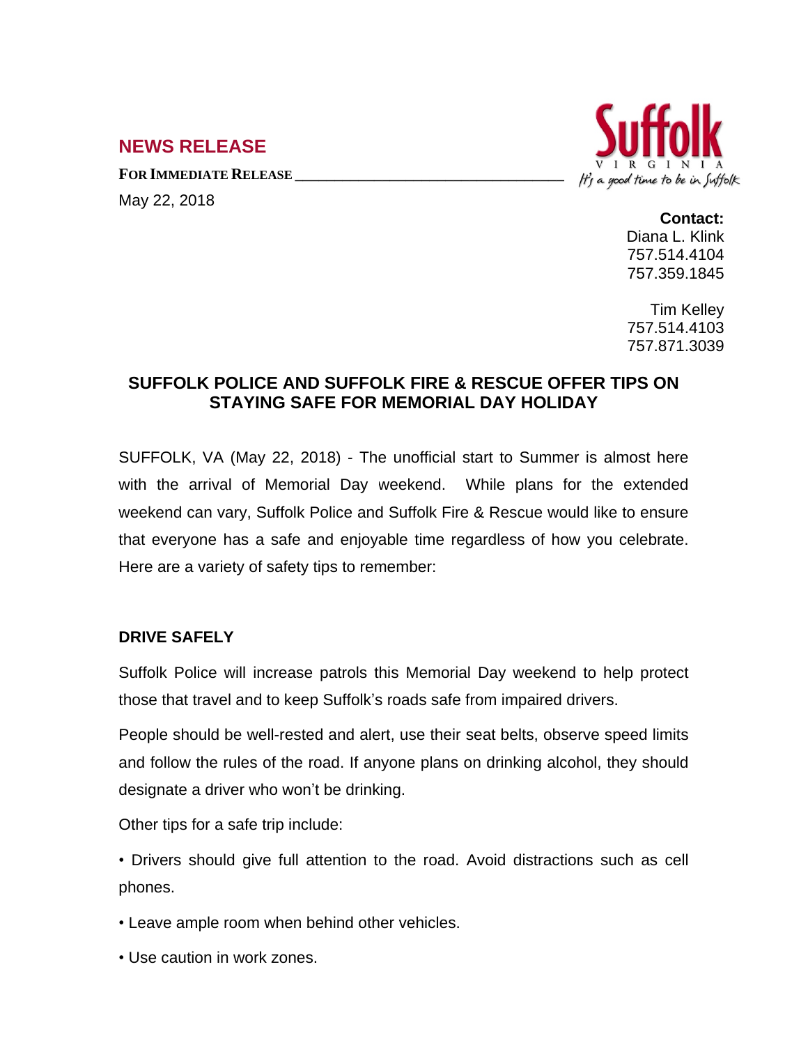## NEWS RELEASE

**FOR IMMEDIATE RELEASE**

May 22, 2018

Suffolk VIRGINIA *It's a good time to be in Suffolk*

**Contact:**
Diana L. Klink
757.514.4104
757.359.1845

Tim Kelley
757.514.4103
757.871.3039

# SUFFOLK POLICE AND SUFFOLK FIRE & RESCUE OFFER TIPS ON STAYING SAFE FOR MEMORIAL DAY HOLIDAY

SUFFOLK, VA (May 22, 2018) - The unofficial start to Summer is almost here with the arrival of Memorial Day weekend. While plans for the extended weekend can vary, Suffolk Police and Suffolk Fire & Rescue would like to ensure that everyone has a safe and enjoyable time regardless of how you celebrate. Here are a variety of safety tips to remember:

**DRIVE SAFELY**

Suffolk Police will increase patrols this Memorial Day weekend to help protect those that travel and to keep Suffolk's roads safe from impaired drivers.

People should be well-rested and alert, use their seat belts, observe speed limits and follow the rules of the road. If anyone plans on drinking alcohol, they should designate a driver who won't be drinking.

Other tips for a safe trip include:

- Drivers should give full attention to the road. Avoid distractions such as cell phones.
- Leave ample room when behind other vehicles.
- Use caution in work zones.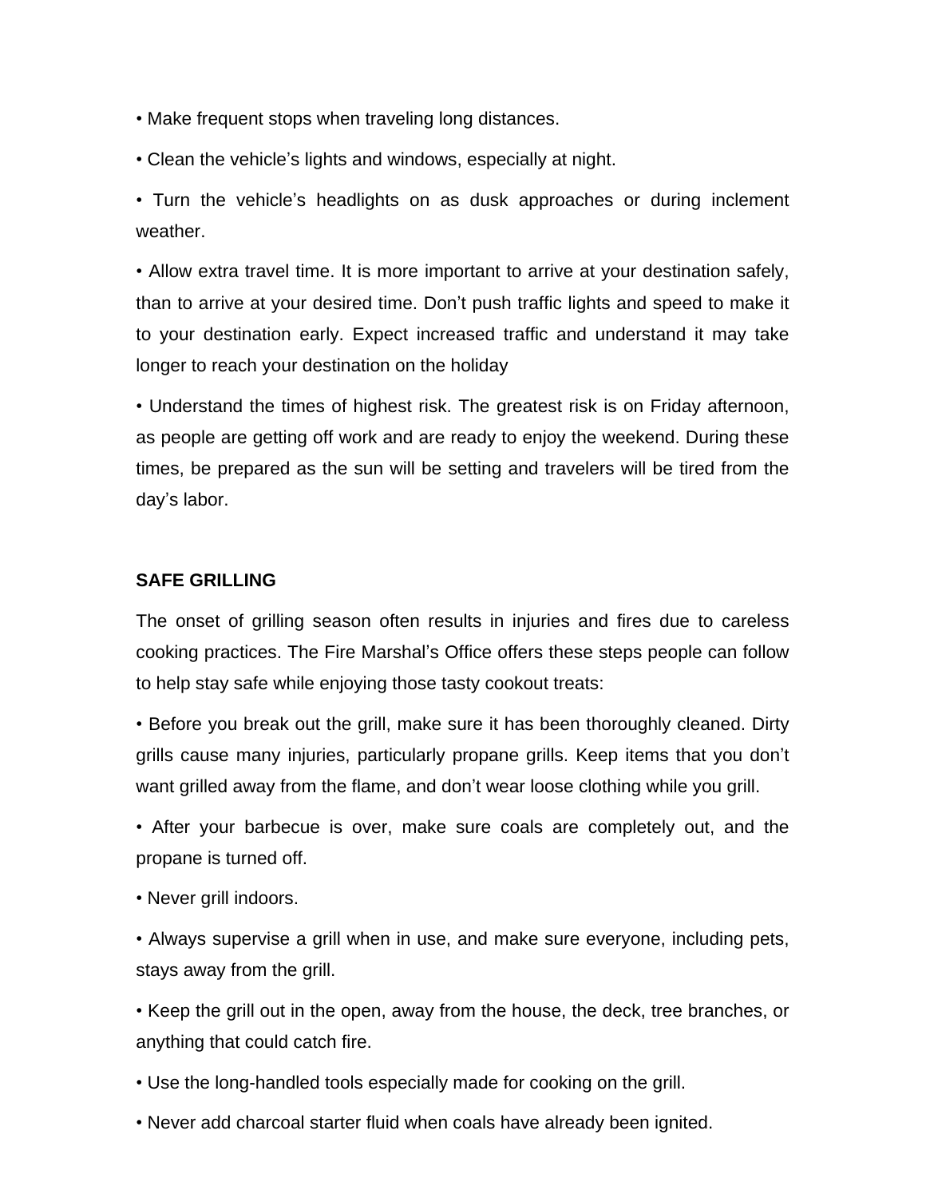• Make frequent stops when traveling long distances.

• Clean the vehicle's lights and windows, especially at night.

• Turn the vehicle's headlights on as dusk approaches or during inclement weather.

• Allow extra travel time. It is more important to arrive at your destination safely, than to arrive at your desired time. Don't push traffic lights and speed to make it to your destination early. Expect increased traffic and understand it may take longer to reach your destination on the holiday

• Understand the times of highest risk. The greatest risk is on Friday afternoon, as people are getting off work and are ready to enjoy the weekend. During these times, be prepared as the sun will be setting and travelers will be tired from the day's labor.

**SAFE GRILLING**

The onset of grilling season often results in injuries and fires due to careless cooking practices. The Fire Marshal's Office offers these steps people can follow to help stay safe while enjoying those tasty cookout treats:

• Before you break out the grill, make sure it has been thoroughly cleaned. Dirty grills cause many injuries, particularly propane grills. Keep items that you don't want grilled away from the flame, and don't wear loose clothing while you grill.

• After your barbecue is over, make sure coals are completely out, and the propane is turned off.

• Never grill indoors.

• Always supervise a grill when in use, and make sure everyone, including pets, stays away from the grill.

• Keep the grill out in the open, away from the house, the deck, tree branches, or anything that could catch fire.

• Use the long-handled tools especially made for cooking on the grill.

• Never add charcoal starter fluid when coals have already been ignited.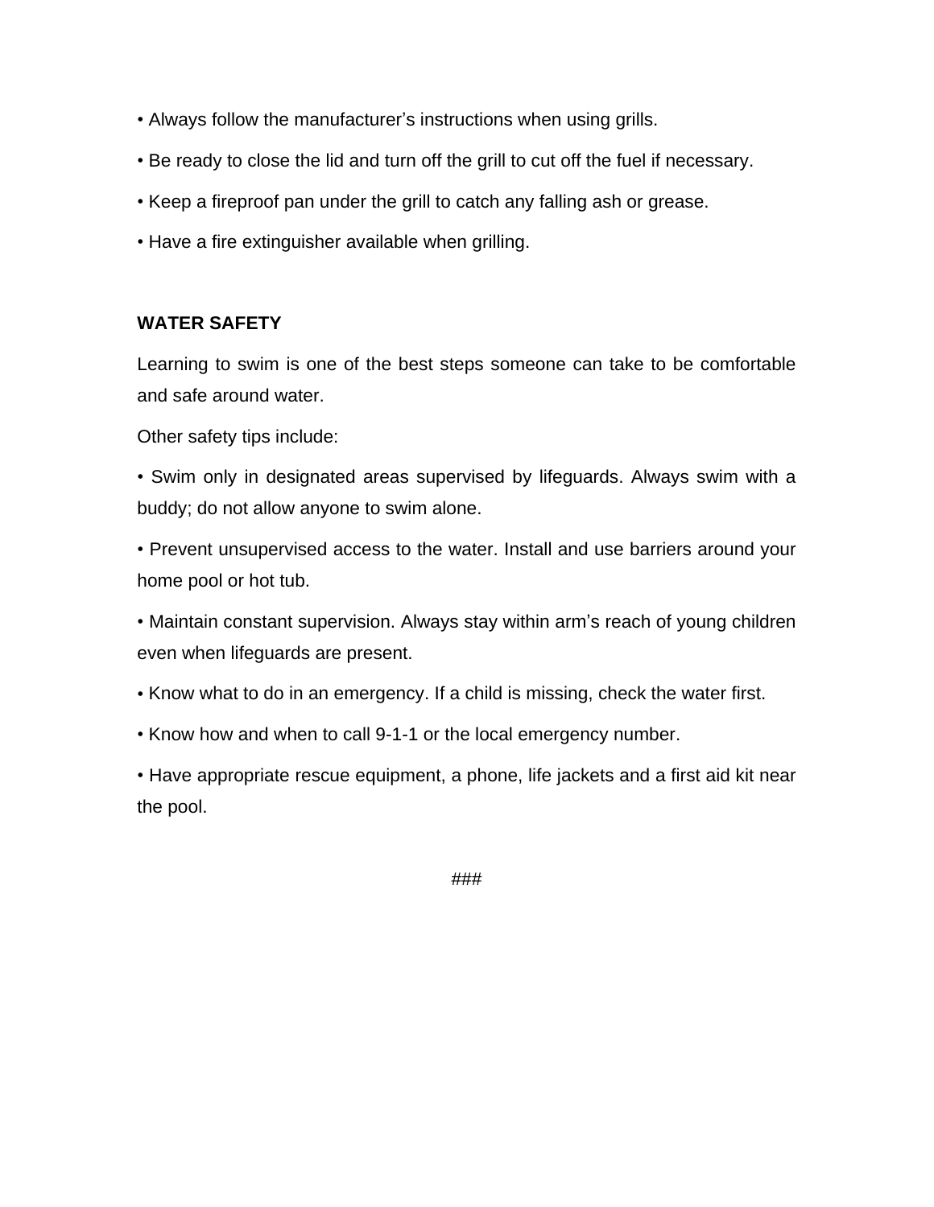• Always follow the manufacturer's instructions when using grills.

• Be ready to close the lid and turn off the grill to cut off the fuel if necessary.

• Keep a fireproof pan under the grill to catch any falling ash or grease.

• Have a fire extinguisher available when grilling.

**WATER SAFETY**

Learning to swim is one of the best steps someone can take to be comfortable and safe around water.

Other safety tips include:

• Swim only in designated areas supervised by lifeguards. Always swim with a buddy; do not allow anyone to swim alone.

• Prevent unsupervised access to the water. Install and use barriers around your home pool or hot tub.

• Maintain constant supervision. Always stay within arm's reach of young children even when lifeguards are present.

• Know what to do in an emergency. If a child is missing, check the water first.

• Know how and when to call 9-1-1 or the local emergency number.

• Have appropriate rescue equipment, a phone, life jackets and a first aid kit near the pool.

###